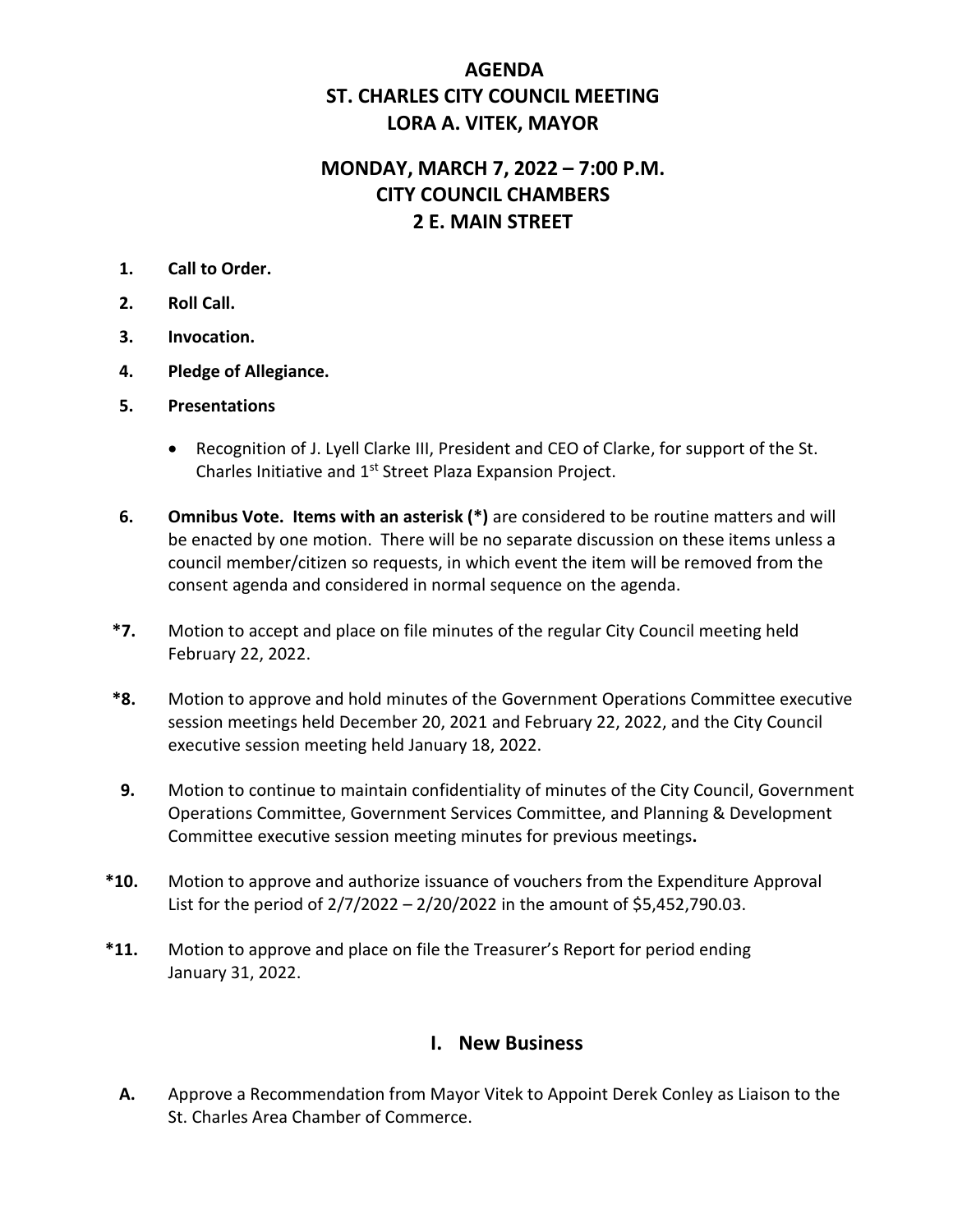# AGENDA
# ST. CHARLES CITY COUNCIL MEETING
# LORA A. VITEK, MAYOR

## MONDAY, MARCH 7, 2022 – 7:00 P.M.
## CITY COUNCIL CHAMBERS
## 2 E. MAIN STREET

1. **Call to Order.**
2. **Roll Call.**
3. **Invocation.**
4. **Pledge of Allegiance.**
5. **Presentations**
   - Recognition of J. Lyell Clarke III, President and CEO of Clarke, for support of the St. Charles Initiative and 1st Street Plaza Expansion Project.
6. **Omnibus Vote. Items with an asterisk (*)** are considered to be routine matters and will be enacted by one motion. There will be no separate discussion on these items unless a council member/citizen so requests, in which event the item will be removed from the consent agenda and considered in normal sequence on the agenda.

**\*7.** Motion to accept and place on file minutes of the regular City Council meeting held February 22, 2022.

**\*8.** Motion to approve and hold minutes of the Government Operations Committee executive session meetings held December 20, 2021 and February 22, 2022, and the City Council executive session meeting held January 18, 2022.

**9.** Motion to continue to maintain confidentiality of minutes of the City Council, Government Operations Committee, Government Services Committee, and Planning & Development Committee executive session meeting minutes for previous meetings**.**

**\*10.** Motion to approve and authorize issuance of vouchers from the Expenditure Approval List for the period of 2/7/2022 – 2/20/2022 in the amount of $5,452,790.03.

**\*11.** Motion to approve and place on file the Treasurer's Report for period ending January 31, 2022.

## I. New Business

**A.** Approve a Recommendation from Mayor Vitek to Appoint Derek Conley as Liaison to the St. Charles Area Chamber of Commerce.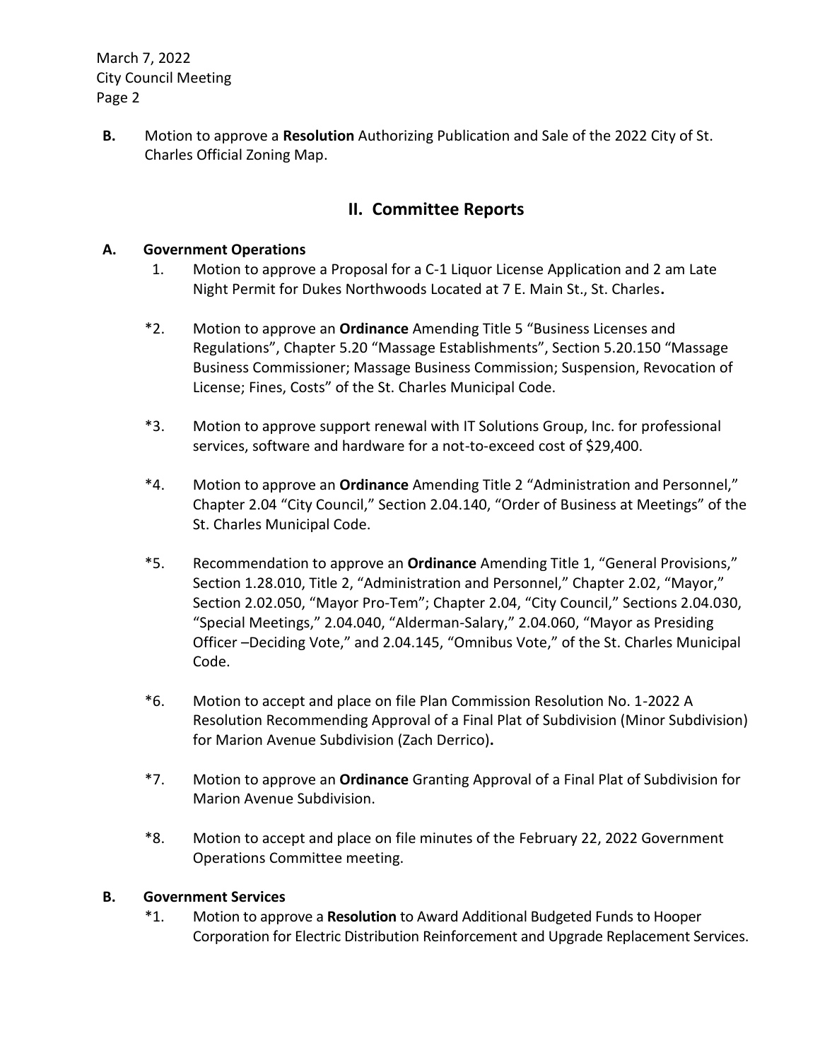**B.** Motion to approve a **Resolution** Authorizing Publication and Sale of the 2022 City of St. Charles Official Zoning Map.

## II. Committee Reports

**A. Government Operations**

1. Motion to approve a Proposal for a C-1 Liquor License Application and 2 am Late Night Permit for Dukes Northwoods Located at 7 E. Main St., St. Charles**.**

*2. Motion to approve an **Ordinance** Amending Title 5 "Business Licenses and Regulations", Chapter 5.20 "Massage Establishments", Section 5.20.150 "Massage Business Commissioner; Massage Business Commission; Suspension, Revocation of License; Fines, Costs" of the St. Charles Municipal Code.

*3. Motion to approve support renewal with IT Solutions Group, Inc. for professional services, software and hardware for a not-to-exceed cost of $29,400.

*4. Motion to approve an **Ordinance** Amending Title 2 "Administration and Personnel," Chapter 2.04 "City Council," Section 2.04.140, "Order of Business at Meetings" of the St. Charles Municipal Code.

*5. Recommendation to approve an **Ordinance** Amending Title 1, "General Provisions," Section 1.28.010, Title 2, "Administration and Personnel," Chapter 2.02, "Mayor," Section 2.02.050, "Mayor Pro-Tem"; Chapter 2.04, "City Council," Sections 2.04.030, "Special Meetings," 2.04.040, "Alderman-Salary," 2.04.060, "Mayor as Presiding Officer –Deciding Vote," and 2.04.145, "Omnibus Vote," of the St. Charles Municipal Code.

*6. Motion to accept and place on file Plan Commission Resolution No. 1-2022 A Resolution Recommending Approval of a Final Plat of Subdivision (Minor Subdivision) for Marion Avenue Subdivision (Zach Derrico)**.**

*7. Motion to approve an **Ordinance** Granting Approval of a Final Plat of Subdivision for Marion Avenue Subdivision.

*8. Motion to accept and place on file minutes of the February 22, 2022 Government Operations Committee meeting.

**B. Government Services**

*1. Motion to approve a **Resolution** to Award Additional Budgeted Funds to Hooper Corporation for Electric Distribution Reinforcement and Upgrade Replacement Services.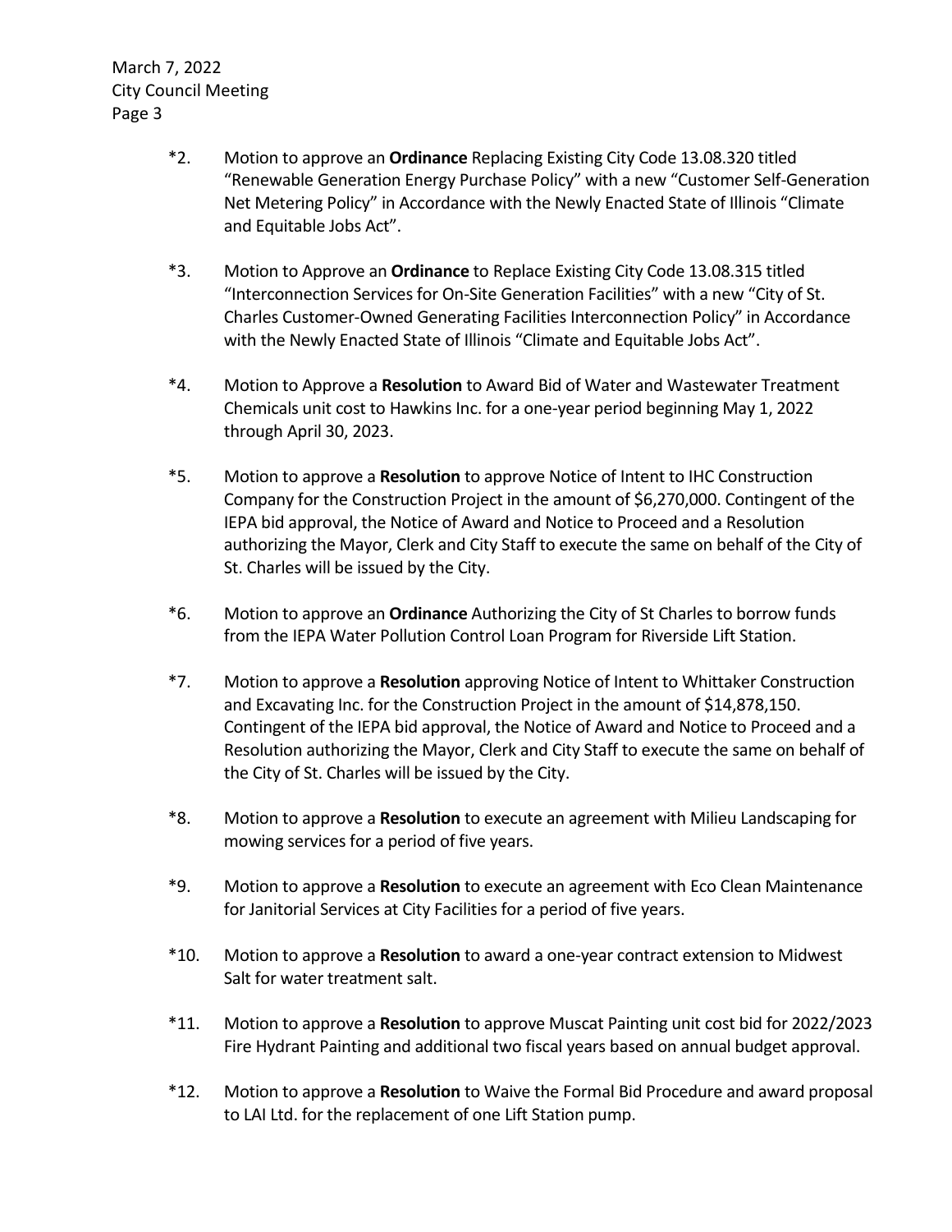*2. Motion to approve an **Ordinance** Replacing Existing City Code 13.08.320 titled "Renewable Generation Energy Purchase Policy" with a new "Customer Self-Generation Net Metering Policy" in Accordance with the Newly Enacted State of Illinois "Climate and Equitable Jobs Act".

*3. Motion to Approve an **Ordinance** to Replace Existing City Code 13.08.315 titled "Interconnection Services for On-Site Generation Facilities" with a new "City of St. Charles Customer-Owned Generating Facilities Interconnection Policy" in Accordance with the Newly Enacted State of Illinois "Climate and Equitable Jobs Act".

*4. Motion to Approve a **Resolution** to Award Bid of Water and Wastewater Treatment Chemicals unit cost to Hawkins Inc. for a one-year period beginning May 1, 2022 through April 30, 2023.

*5. Motion to approve a **Resolution** to approve Notice of Intent to IHC Construction Company for the Construction Project in the amount of $6,270,000. Contingent of the IEPA bid approval, the Notice of Award and Notice to Proceed and a Resolution authorizing the Mayor, Clerk and City Staff to execute the same on behalf of the City of St. Charles will be issued by the City.

*6. Motion to approve an **Ordinance** Authorizing the City of St Charles to borrow funds from the IEPA Water Pollution Control Loan Program for Riverside Lift Station.

*7. Motion to approve a **Resolution** approving Notice of Intent to Whittaker Construction and Excavating Inc. for the Construction Project in the amount of $14,878,150. Contingent of the IEPA bid approval, the Notice of Award and Notice to Proceed and a Resolution authorizing the Mayor, Clerk and City Staff to execute the same on behalf of the City of St. Charles will be issued by the City.

*8. Motion to approve a **Resolution** to execute an agreement with Milieu Landscaping for mowing services for a period of five years.

*9. Motion to approve a **Resolution** to execute an agreement with Eco Clean Maintenance for Janitorial Services at City Facilities for a period of five years.

*10. Motion to approve a **Resolution** to award a one-year contract extension to Midwest Salt for water treatment salt.

*11. Motion to approve a **Resolution** to approve Muscat Painting unit cost bid for 2022/2023 Fire Hydrant Painting and additional two fiscal years based on annual budget approval.

*12. Motion to approve a **Resolution** to Waive the Formal Bid Procedure and award proposal to LAI Ltd. for the replacement of one Lift Station pump.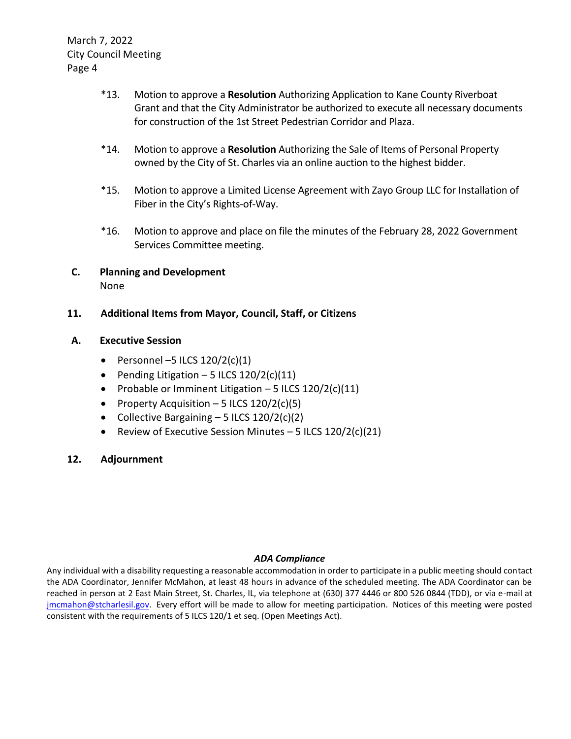*13. Motion to approve a **Resolution** Authorizing Application to Kane County Riverboat Grant and that the City Administrator be authorized to execute all necessary documents for construction of the 1st Street Pedestrian Corridor and Plaza.

*14. Motion to approve a **Resolution** Authorizing the Sale of Items of Personal Property owned by the City of St. Charles via an online auction to the highest bidder.

*15. Motion to approve a Limited License Agreement with Zayo Group LLC for Installation of Fiber in the City's Rights-of-Way.

*16. Motion to approve and place on file the minutes of the February 28, 2022 Government Services Committee meeting.

**C. Planning and Development**

None

**11. Additional Items from Mayor, Council, Staff, or Citizens**

**A. Executive Session**

- Personnel –5 ILCS 120/2(c)(1)
- Pending Litigation – 5 ILCS 120/2(c)(11)
- Probable or Imminent Litigation – 5 ILCS 120/2(c)(11)
- Property Acquisition – 5 ILCS 120/2(c)(5)
- Collective Bargaining – 5 ILCS 120/2(c)(2)
- Review of Executive Session Minutes – 5 ILCS 120/2(c)(21)

**12. Adjournment**

***ADA Compliance***

Any individual with a disability requesting a reasonable accommodation in order to participate in a public meeting should contact the ADA Coordinator, Jennifer McMahon, at least 48 hours in advance of the scheduled meeting. The ADA Coordinator can be reached in person at 2 East Main Street, St. Charles, IL, via telephone at (630) 377 4446 or 800 526 0844 (TDD), or via e-mail at jmcmahon@stcharlesil.gov. Every effort will be made to allow for meeting participation. Notices of this meeting were posted consistent with the requirements of 5 ILCS 120/1 et seq. (Open Meetings Act).